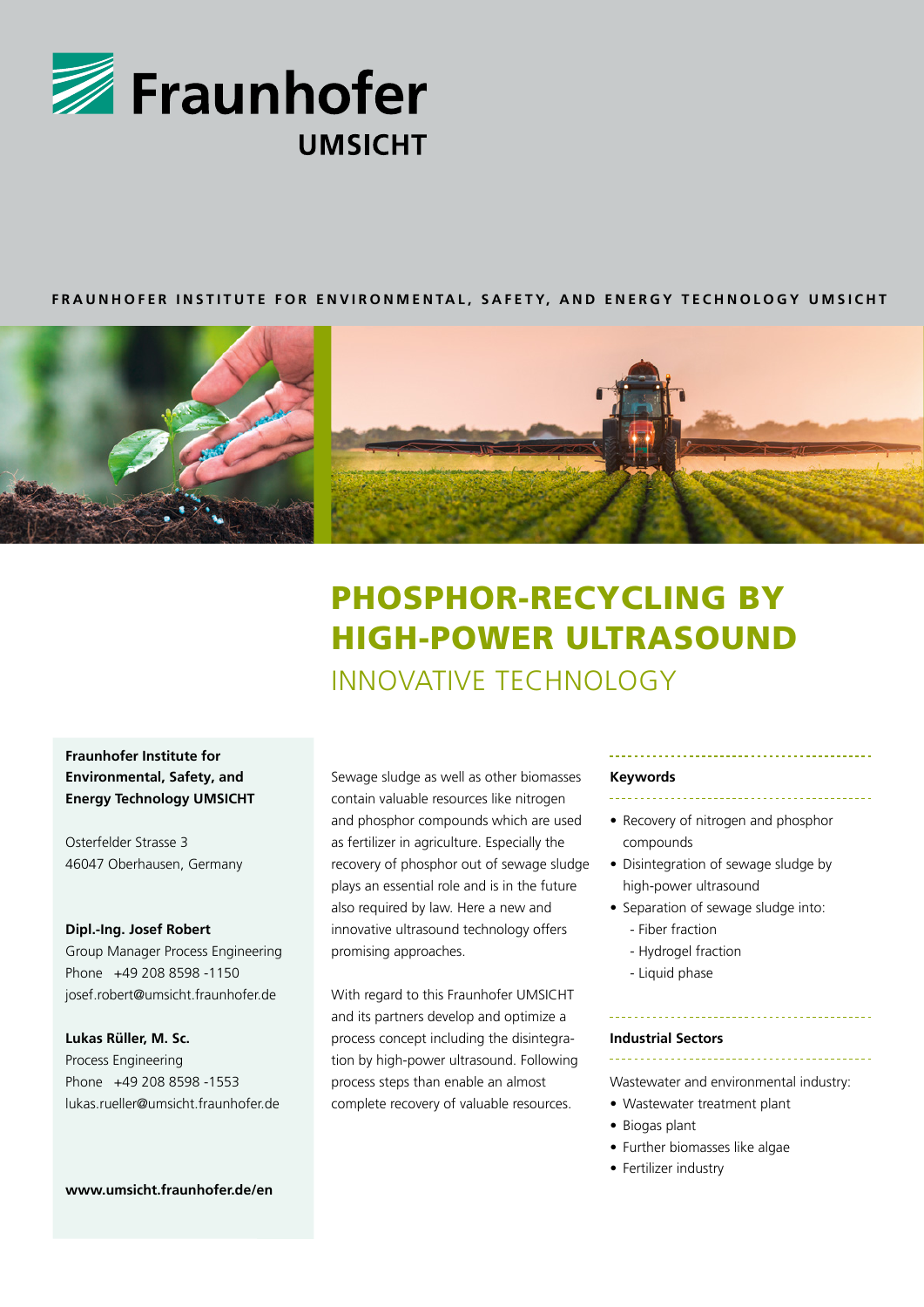Fraunhofer UMSICHT

FRAUNHOFER INSTITUTE FOR ENVIRONMENTAL, SAFETY, AND ENERGY TECHNOLOGY UMSICHT

# PHOSPHOR-RECYCLING BY HIGH-POWER ULTRASOUND

## INNOVATIVE TECHNOLOGY

Sewage sludge as well as other biomasses contain valuable resources like nitrogen and phosphor compounds which are used as fertilizer in agriculture. Especially the recovery of phosphor out of sewage sludge plays an essential role and is in the future also required by law. Here a new and innovative ultrasound technology offers promising approaches.

With regard to this Fraunhofer UMSICHT and its partners develop and optimize a process concept including the disintegration by high-power ultrasound. Following process steps than enable an almost complete recovery of valuable resources.

### Keywords

- Recovery of nitrogen and phosphor compounds
- Disintegration of sewage sludge by high-power ultrasound
- Separation of sewage sludge into:
  - Fiber fraction
  - Hydrogel fraction
  - Liquid phase

### Industrial Sectors

Wastewater and environmental industry:

- Wastewater treatment plant
- Biogas plant
- Further biomasses like algae
- Fertilizer industry

**Fraunhofer Institute for Environmental, Safety, and Energy Technology UMSICHT**

Osterfelder Strasse 3
46047 Oberhausen, Germany

**Dipl.-Ing. Josef Robert**
Group Manager Process Engineering
Phone +49 208 8598 -1150
josef.robert@umsicht.fraunhofer.de

**Lukas Rüller, M. Sc.**
Process Engineering
Phone +49 208 8598 -1553
lukas.rueller@umsicht.fraunhofer.de

**www.umsicht.fraunhofer.de/en**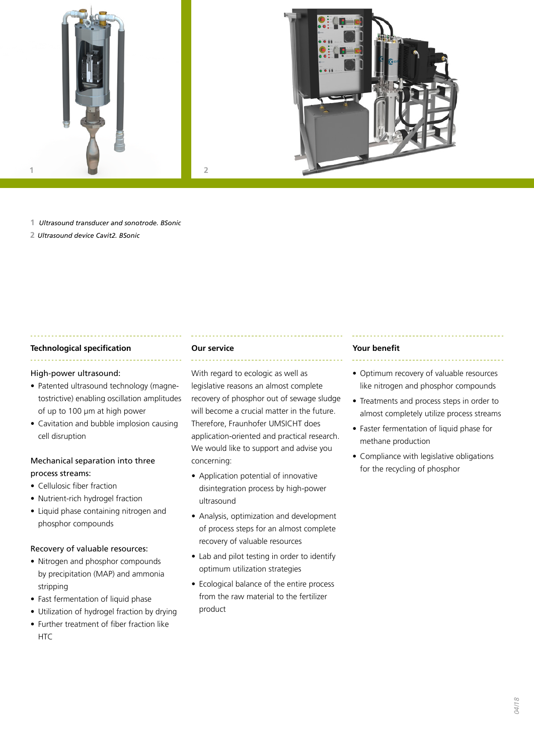1 *Ultrasound transducer and sonotrode. BSonic*

2 *Ultrasound device Cavit2. BSonic*

### Technological specification

High-power ultrasound:

- Patented ultrasound technology (magnetostrictive) enabling oscillation amplitudes of up to 100 µm at high power
- Cavitation and bubble implosion causing cell disruption

Mechanical separation into three process streams:

- Cellulosic fiber fraction
- Nutrient-rich hydrogel fraction
- Liquid phase containing nitrogen and phosphor compounds

Recovery of valuable resources:

- Nitrogen and phosphor compounds by precipitation (MAP) and ammonia stripping
- Fast fermentation of liquid phase
- Utilization of hydrogel fraction by drying
- Further treatment of fiber fraction like HTC

### Our service

With regard to ecologic as well as legislative reasons an almost complete recovery of phosphor out of sewage sludge will become a crucial matter in the future. Therefore, Fraunhofer UMSICHT does application-oriented and practical research. We would like to support and advise you concerning:

- Application potential of innovative disintegration process by high-power ultrasound
- Analysis, optimization and development of process steps for an almost complete recovery of valuable resources
- Lab and pilot testing in order to identify optimum utilization strategies
- Ecological balance of the entire process from the raw material to the fertilizer product

### Your benefit

- Optimum recovery of valuable resources like nitrogen and phosphor compounds
- Treatments and process steps in order to almost completely utilize process streams
- Faster fermentation of liquid phase for methane production
- Compliance with legislative obligations for the recycling of phosphor

04/18